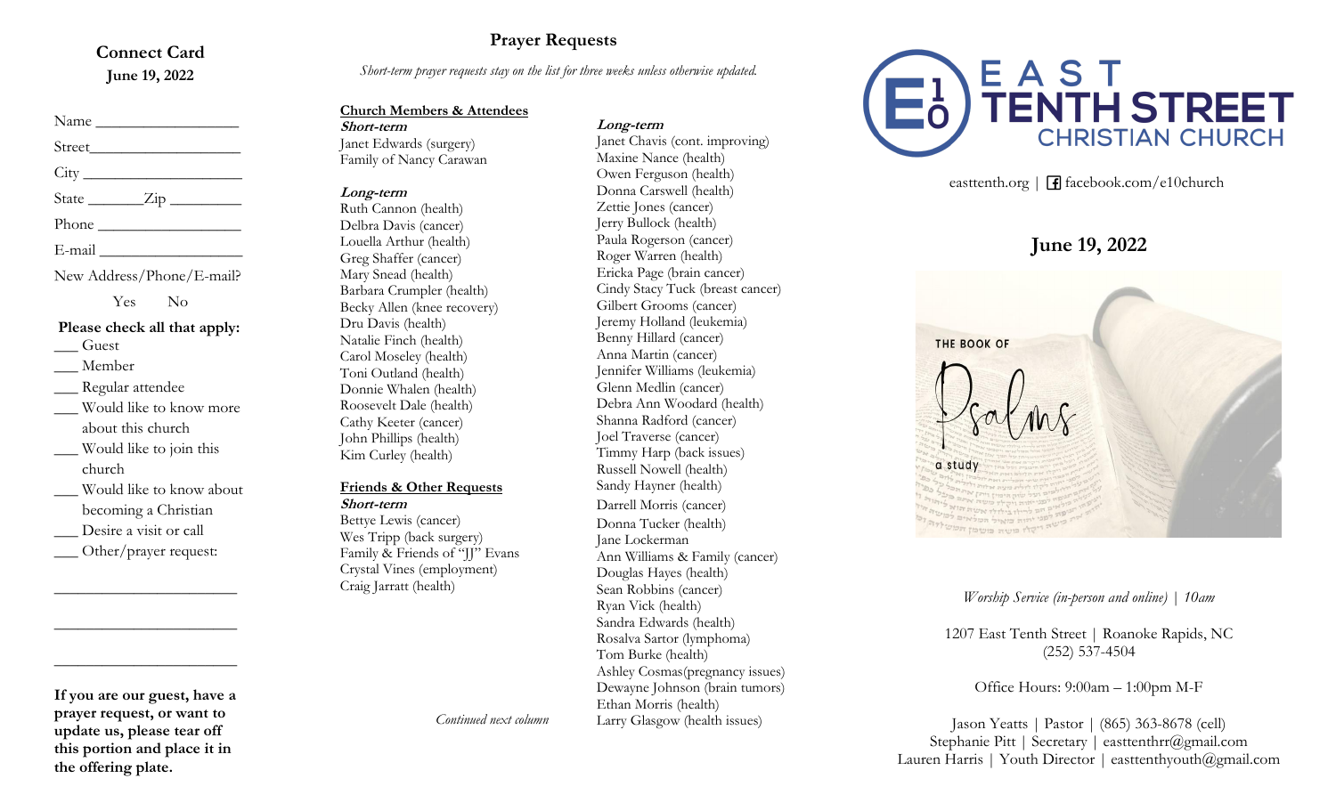## Connect Card

**June 19, 2022**

Name ___________________

Street___________________

City ____________________

State _______Zip _________

Phone __________________

E-mail __________________

New Address/Phone/E-mail?

Yes No

**Please check all that apply:**

___ Guest

___ Member

___ Regular attendee

___ Would like to know more about this church

___ Would like to join this church

___ Would like to know about becoming a Christian

___ Desire a visit or call

___ Other/prayer request:

_______________________

_______________________

_______________________

**If you are our guest, have a prayer request, or want to update us, please tear off this portion and place it in the offering plate.**

## Prayer Requests

*Short-term prayer requests stay on the list for three weeks unless otherwise updated.*

**Church Members & Attendees**

***Short-term***

Janet Edwards (surgery)
Family of Nancy Carawan

***Long-term***

Ruth Cannon (health)
Delbra Davis (cancer)
Louella Arthur (health)
Greg Shaffer (cancer)
Mary Snead (health)
Barbara Crumpler (health)
Becky Allen (knee recovery)
Dru Davis (health)
Natalie Finch (health)
Carol Moseley (health)
Toni Outland (health)
Donnie Whalen (health)
Roosevelt Dale (health)
Cathy Keeter (cancer)
John Phillips (health)
Kim Curley (health)

**Friends & Other Requests**

***Short-term***

Bettye Lewis (cancer)
Wes Tripp (back surgery)
Family & Friends of "JJ" Evans
Crystal Vines (employment)
Craig Jarratt (health)

*Continued next column*

***Long-term***

Janet Chavis (cont. improving)
Maxine Nance (health)
Owen Ferguson (health)
Donna Carswell (health)
Zettie Jones (cancer)
Jerry Bullock (health)
Paula Rogerson (cancer)
Roger Warren (health)
Ericka Page (brain cancer)
Cindy Stacy Tuck (breast cancer)
Gilbert Grooms (cancer)
Jeremy Holland (leukemia)
Benny Hillard (cancer)
Anna Martin (cancer)
Jennifer Williams (leukemia)
Glenn Medlin (cancer)
Debra Ann Woodard (health)
Shanna Radford (cancer)
Joel Traverse (cancer)
Timmy Harp (back issues)
Russell Nowell (health)
Sandy Hayner (health)
Darrell Morris (cancer)
Donna Tucker (health)
Jane Lockerman
Ann Williams & Family (cancer)
Douglas Hayes (health)
Sean Robbins (cancer)
Ryan Vick (health)
Sandra Edwards (health)
Rosalva Sartor (lymphoma)
Tom Burke (health)
Ashley Cosmas(pregnancy issues)
Dewayne Johnson (brain tumors)
Ethan Morris (health)
Larry Glasgow (health issues)

# EAST TENTH STREET CHRISTIAN CHURCH

easttenth.org | facebook.com/e10church

## June 19, 2022

THE BOOK OF Psalms a study

*Worship Service (in-person and online) | 10am*

1207 East Tenth Street | Roanoke Rapids, NC
(252) 537-4504

Office Hours: 9:00am – 1:00pm M-F

Jason Yeatts | Pastor | (865) 363-8678 (cell)
Stephanie Pitt | Secretary | easttenthrr@gmail.com
Lauren Harris | Youth Director | easttenthyouth@gmail.com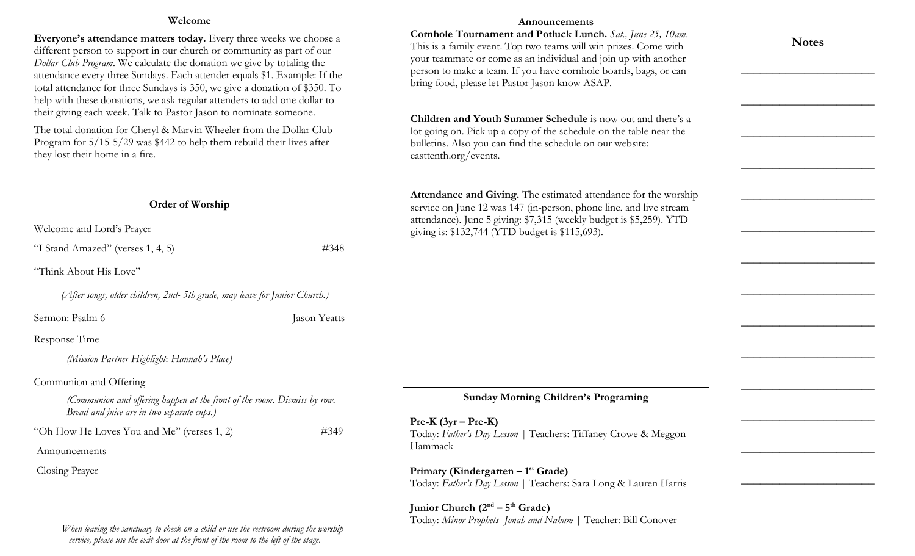## Welcome

**Everyone's attendance matters today.** Every three weeks we choose a different person to support in our church or community as part of our *Dollar Club Program*. We calculate the donation we give by totaling the attendance every three Sundays. Each attender equals $1. Example: If the total attendance for three Sundays is 350, we give a donation of $350. To help with these donations, we ask regular attenders to add one dollar to their giving each week. Talk to Pastor Jason to nominate someone.

The total donation for Cheryl & Marvin Wheeler from the Dollar Club Program for 5/15-5/29 was $442 to help them rebuild their lives after they lost their home in a fire.

## Order of Worship

Welcome and Lord's Prayer

"I Stand Amazed" (verses 1, 4, 5) #348

"Think About His Love"

*(After songs, older children, 2nd- 5th grade, may leave for Junior Church.)*

Sermon: Psalm 6 Jason Yeatts

Response Time

*(Mission Partner Highlight: Hannah's Place)*

Communion and Offering

*(Communion and offering happen at the front of the room. Dismiss by row. Bread and juice are in two separate cups.)*

"Oh How He Loves You and Me" (verses 1, 2) #349

Announcements

Closing Prayer

*When leaving the sanctuary to check on a child or use the restroom during the worship service, please use the exit door at the front of the room to the left of the stage.*

## Announcements

**Cornhole Tournament and Potluck Lunch.** *Sat., June 25, 10am.* This is a family event. Top two teams will win prizes. Come with your teammate or come as an individual and join up with another person to make a team. If you have cornhole boards, bags, or can bring food, please let Pastor Jason know ASAP.

**Children and Youth Summer Schedule** is now out and there's a lot going on. Pick up a copy of the schedule on the table near the bulletins. Also you can find the schedule on our website: easttenth.org/events.

**Attendance and Giving.** The estimated attendance for the worship service on June 12 was 147 (in-person, phone line, and live stream attendance). June 5 giving: $7,315 (weekly budget is $5,259). YTD giving is: $132,744 (YTD budget is $115,693).

### Sunday Morning Children's Programing

**Pre-K (3yr – Pre-K)**
Today: *Father's Day Lesson* | Teachers: Tiffaney Crowe & Meggon Hammack

**Primary (Kindergarten – 1st Grade)**
Today: *Father's Day Lesson* | Teachers: Sara Long & Lauren Harris

**Junior Church (2nd – 5th Grade)**
Today: *Minor Prophets- Jonah and Nahum* | Teacher: Bill Conover

## Notes

______________________

______________________

______________________

______________________

______________________

______________________

______________________

______________________

______________________

______________________

______________________

______________________

______________________

______________________